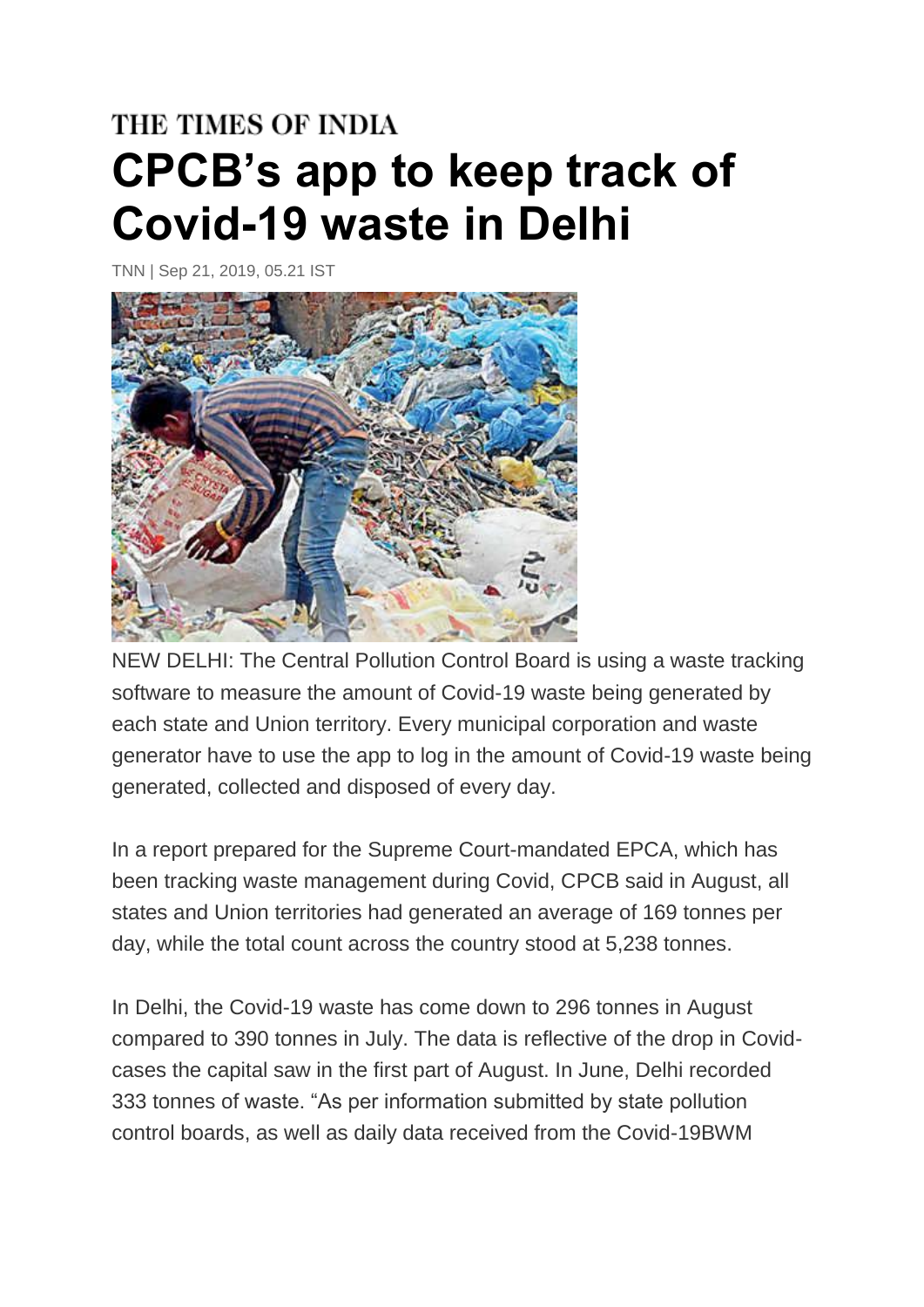THE TIMES OF INDIA

# CPCB's app to keep track of Covid-19 waste in Delhi

TNN | Sep 21, 2019, 05.21 IST

NEW DELHI: The Central Pollution Control Board is using a waste tracking software to measure the amount of Covid-19 waste being generated by each state and Union territory. Every municipal corporation and waste generator have to use the app to log in the amount of Covid-19 waste being generated, collected and disposed of every day.

In a report prepared for the Supreme Court-mandated EPCA, which has been tracking waste management during Covid, CPCB said in August, all states and Union territories had generated an average of 169 tonnes per day, while the total count across the country stood at 5,238 tonnes.

In Delhi, the Covid-19 waste has come down to 296 tonnes in August compared to 390 tonnes in July. The data is reflective of the drop in Covid-cases the capital saw in the first part of August. In June, Delhi recorded 333 tonnes of waste. "As per information submitted by state pollution control boards, as well as daily data received from the Covid-19BWM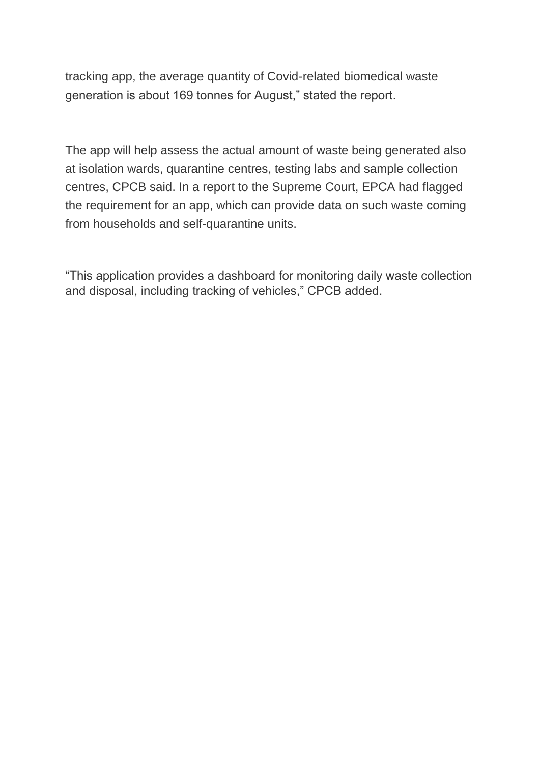tracking app, the average quantity of Covid-related biomedical waste generation is about 169 tonnes for August," stated the report.

The app will help assess the actual amount of waste being generated also at isolation wards, quarantine centres, testing labs and sample collection centres, CPCB said. In a report to the Supreme Court, EPCA had flagged the requirement for an app, which can provide data on such waste coming from households and self-quarantine units.

"This application provides a dashboard for monitoring daily waste collection and disposal, including tracking of vehicles," CPCB added.